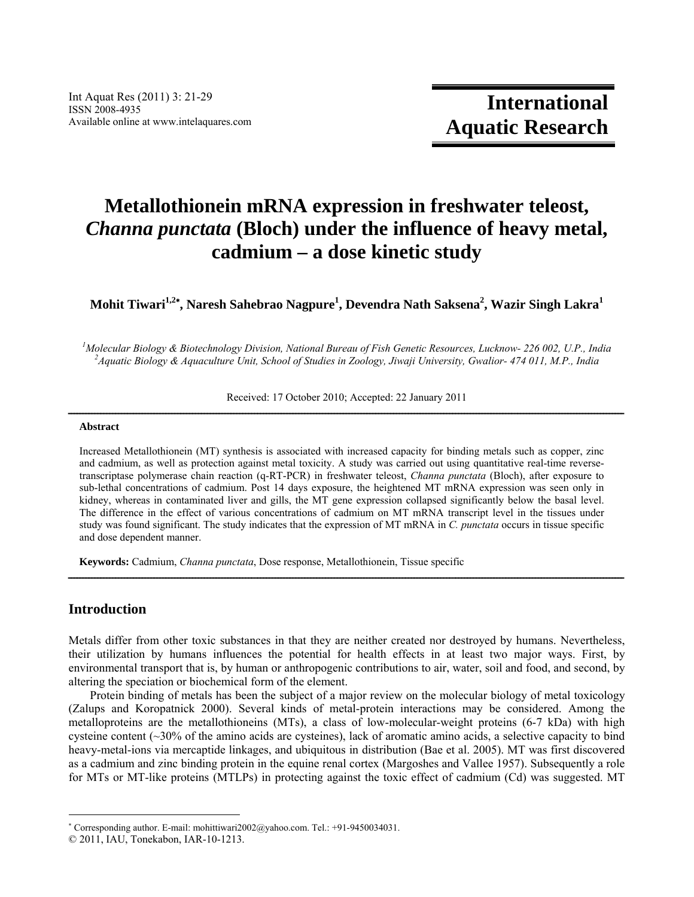# Metallothionein mRNA expression in freshwater teleost, *Channa punctata* (Bloch) under the influence of heavy metal, cadmium – a dose kinetic study

**Mohit Tiwari[1,2*], Naresh Sahebrao Nagpure[1], Devendra Nath Saksena[2], Wazir Singh Lakra[1]**

*[1]Molecular Biology & Biotechnology Division, National Bureau of Fish Genetic Resources, Lucknow- 226 002, U.P., India*
*[2]Aquatic Biology & Aquaculture Unit, School of Studies in Zoology, Jiwaji University, Gwalior- 474 011, M.P., India*

Received: 17 October 2010; Accepted: 22 January 2011

---

**Abstract**

Increased Metallothionein (MT) synthesis is associated with increased capacity for binding metals such as copper, zinc and cadmium, as well as protection against metal toxicity. A study was carried out using quantitative real-time reverse-transcriptase polymerase chain reaction (q-RT-PCR) in freshwater teleost, *Channa punctata* (Bloch), after exposure to sub-lethal concentrations of cadmium. Post 14 days exposure, the heightened MT mRNA expression was seen only in kidney, whereas in contaminated liver and gills, the MT gene expression collapsed significantly below the basal level. The difference in the effect of various concentrations of cadmium on MT mRNA transcript level in the tissues under study was found significant. The study indicates that the expression of MT mRNA in *C. punctata* occurs in tissue specific and dose dependent manner.

**Keywords:** Cadmium, *Channa punctata*, Dose response, Metallothionein, Tissue specific

---

## Introduction

Metals differ from other toxic substances in that they are neither created nor destroyed by humans. Nevertheless, their utilization by humans influences the potential for health effects in at least two major ways. First, by environmental transport that is, by human or anthropogenic contributions to air, water, soil and food, and second, by altering the speciation or biochemical form of the element.

Protein binding of metals has been the subject of a major review on the molecular biology of metal toxicology (Zalups and Koropatnick 2000). Several kinds of metal-protein interactions may be considered. Among the metalloproteins are the metallothioneins (MTs), a class of low-molecular-weight proteins (6-7 kDa) with high cysteine content (~30% of the amino acids are cysteines), lack of aromatic amino acids, a selective capacity to bind heavy-metal-ions via mercaptide linkages, and ubiquitous in distribution (Bae et al. 2005). MT was first discovered as a cadmium and zinc binding protein in the equine renal cortex (Margoshes and Vallee 1957). Subsequently a role for MTs or MT-like proteins (MTLPs) in protecting against the toxic effect of cadmium (Cd) was suggested. MT

---

* Corresponding author. E-mail: mohittiwari2002@yahoo.com. Tel.: +91-9450034031.
© 2011, IAU, Tonekabon, IAR-10-1213.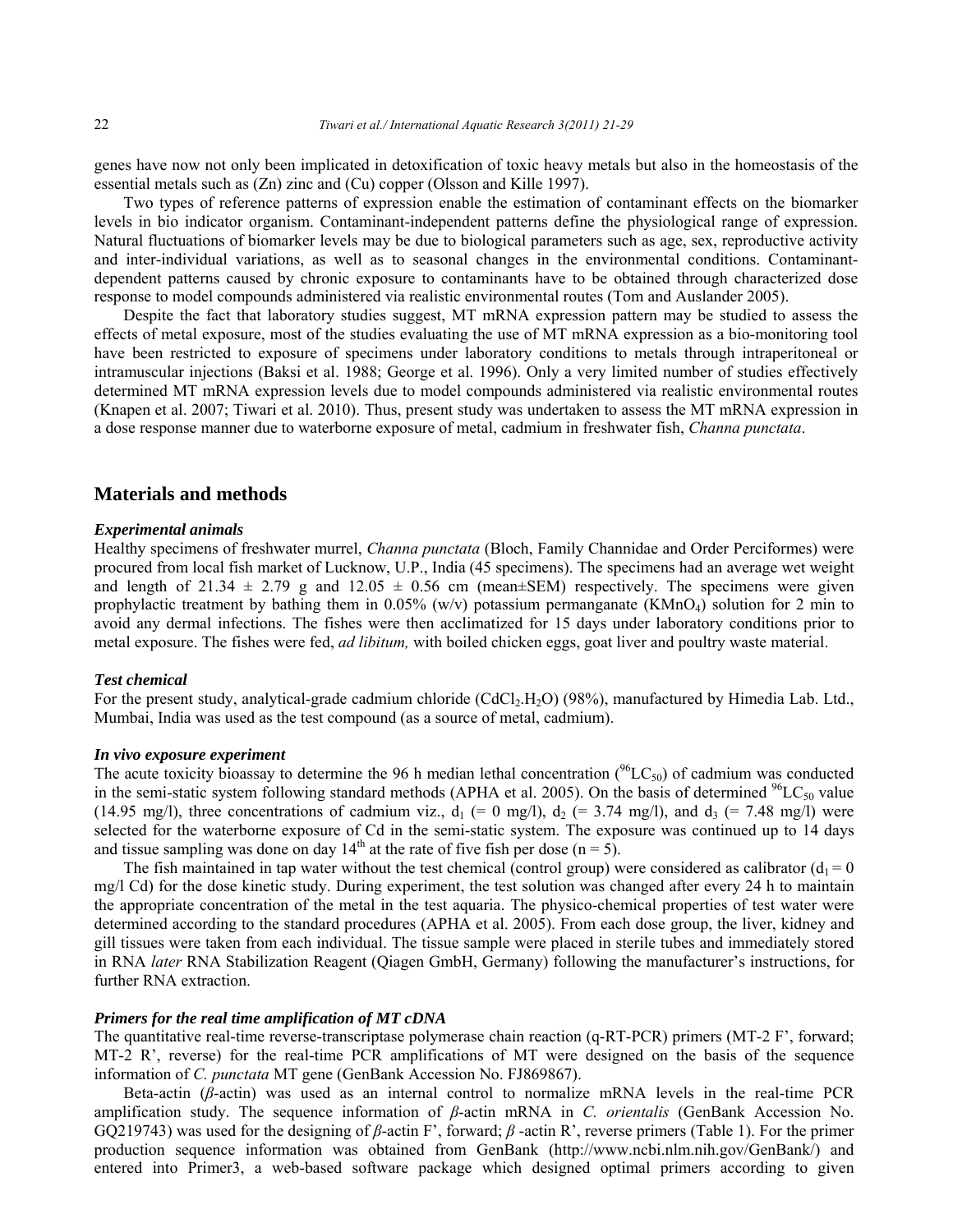genes have now not only been implicated in detoxification of toxic heavy metals but also in the homeostasis of the essential metals such as (Zn) zinc and (Cu) copper (Olsson and Kille 1997).

Two types of reference patterns of expression enable the estimation of contaminant effects on the biomarker levels in bio indicator organism. Contaminant-independent patterns define the physiological range of expression. Natural fluctuations of biomarker levels may be due to biological parameters such as age, sex, reproductive activity and inter-individual variations, as well as to seasonal changes in the environmental conditions. Contaminant-dependent patterns caused by chronic exposure to contaminants have to be obtained through characterized dose response to model compounds administered via realistic environmental routes (Tom and Auslander 2005).

Despite the fact that laboratory studies suggest, MT mRNA expression pattern may be studied to assess the effects of metal exposure, most of the studies evaluating the use of MT mRNA expression as a bio-monitoring tool have been restricted to exposure of specimens under laboratory conditions to metals through intraperitoneal or intramuscular injections (Baksi et al. 1988; George et al. 1996). Only a very limited number of studies effectively determined MT mRNA expression levels due to model compounds administered via realistic environmental routes (Knapen et al. 2007; Tiwari et al. 2010). Thus, present study was undertaken to assess the MT mRNA expression in a dose response manner due to waterborne exposure of metal, cadmium in freshwater fish, *Channa punctata*.

## Materials and methods

### *Experimental animals*

Healthy specimens of freshwater murrel, *Channa punctata* (Bloch, Family Channidae and Order Perciformes) were procured from local fish market of Lucknow, U.P., India (45 specimens). The specimens had an average wet weight and length of 21.34 ± 2.79 g and 12.05 ± 0.56 cm (mean±SEM) respectively. The specimens were given prophylactic treatment by bathing them in 0.05% (w/v) potassium permanganate ($KMnO_4$) solution for 2 min to avoid any dermal infections. The fishes were then acclimatized for 15 days under laboratory conditions prior to metal exposure. The fishes were fed, *ad libitum,* with boiled chicken eggs, goat liver and poultry waste material.

### *Test chemical*

For the present study, analytical-grade cadmium chloride ($CdCl_2.H_2O$) (98%), manufactured by Himedia Lab. Ltd., Mumbai, India was used as the test compound (as a source of metal, cadmium).

### *In vivo exposure experiment*

The acute toxicity bioassay to determine the 96 h median lethal concentration ($^{96}LC_{50}$) of cadmium was conducted in the semi-static system following standard methods (APHA et al. 2005). On the basis of determined $^{96}LC_{50}$ value (14.95 mg/l), three concentrations of cadmium viz., $d_1$ (= 0 mg/l), $d_2$ (= 3.74 mg/l), and $d_3$ (= 7.48 mg/l) were selected for the waterborne exposure of Cd in the semi-static system. The exposure was continued up to 14 days and tissue sampling was done on day 14$^{th}$ at the rate of five fish per dose (n = 5).

The fish maintained in tap water without the test chemical (control group) were considered as calibrator ($d_1$ = 0 mg/l Cd) for the dose kinetic study. During experiment, the test solution was changed after every 24 h to maintain the appropriate concentration of the metal in the test aquaria. The physico-chemical properties of test water were determined according to the standard procedures (APHA et al. 2005). From each dose group, the liver, kidney and gill tissues were taken from each individual. The tissue sample were placed in sterile tubes and immediately stored in RNA *later* RNA Stabilization Reagent (Qiagen GmbH, Germany) following the manufacturer's instructions, for further RNA extraction.

### *Primers for the real time amplification of MT cDNA*

The quantitative real-time reverse-transcriptase polymerase chain reaction (q-RT-PCR) primers (MT-2 F', forward; MT-2 R', reverse) for the real-time PCR amplifications of MT were designed on the basis of the sequence information of *C. punctata* MT gene (GenBank Accession No. FJ869867).

Beta-actin (*β*-actin) was used as an internal control to normalize mRNA levels in the real-time PCR amplification study. The sequence information of *β*-actin mRNA in *C. orientalis* (GenBank Accession No. GQ219743) was used for the designing of *β*-actin F', forward; *β* -actin R', reverse primers (Table 1). For the primer production sequence information was obtained from GenBank (http://www.ncbi.nlm.nih.gov/GenBank/) and entered into Primer3, a web-based software package which designed optimal primers according to given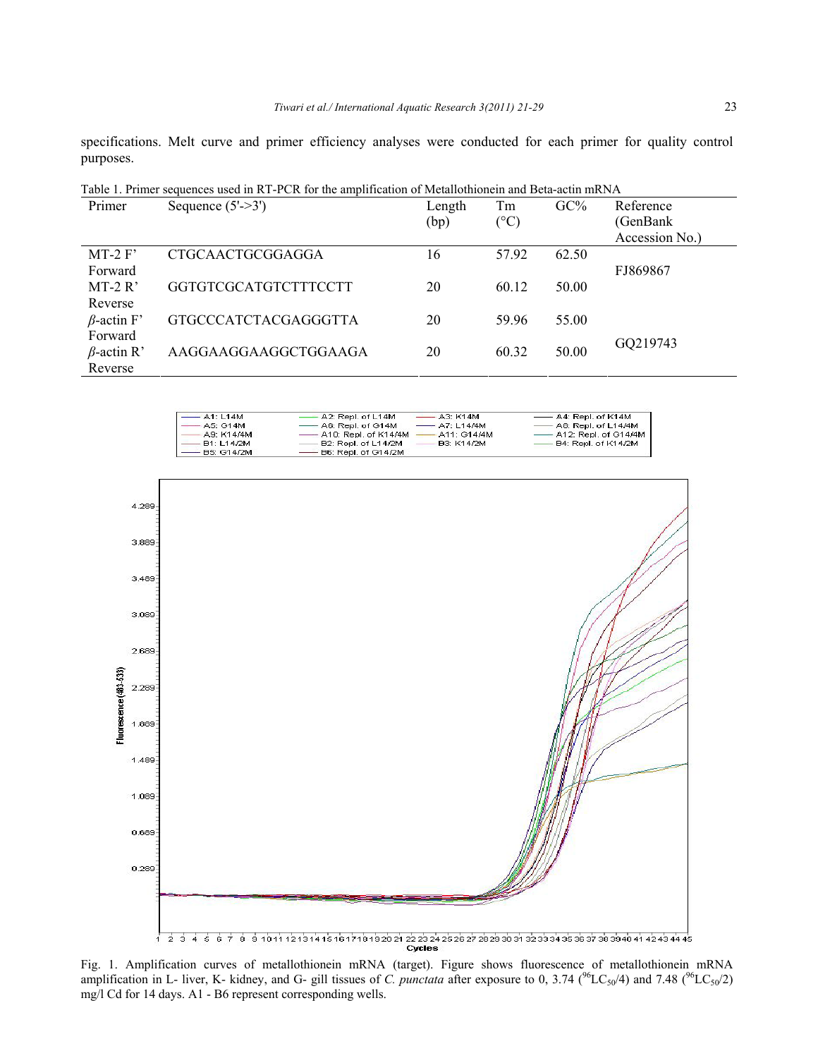specifications. Melt curve and primer efficiency analyses were conducted for each primer for quality control purposes.

Table 1. Primer sequences used in RT-PCR for the amplification of Metallothionein and Beta-actin mRNA

| Primer | Sequence (5'->3') | Length (bp) | Tm (°C) | GC% | Reference (GenBank Accession No.) |
|---|---|---|---|---|---|
| MT-2 F' Forward | CTGCAACTGCGGAGGA | 16 | 57.92 | 62.50 | FJ869867 |
| MT-2 R' Reverse | GGTGTCGCATGTCTTTCCTT | 20 | 60.12 | 50.00 | |
| *β*-actin F' Forward | GTGCCCATCTACGAGGGTTA | 20 | 59.96 | 55.00 | GQ219743 |
| *β*-actin R' Reverse | AAGGAAGGAAGGCTGGAAGA | 20 | 60.32 | 50.00 | |

Fig. 1. Amplification curves of metallothionein mRNA (target). Figure shows fluorescence of metallothionein mRNA amplification in L- liver, K- kidney, and G- gill tissues of *C. punctata* after exposure to 0, 3.74 ($^{96}LC_{50}/4$) and 7.48 ($^{96}LC_{50}/2$) mg/l Cd for 14 days. A1 - B6 represent corresponding wells.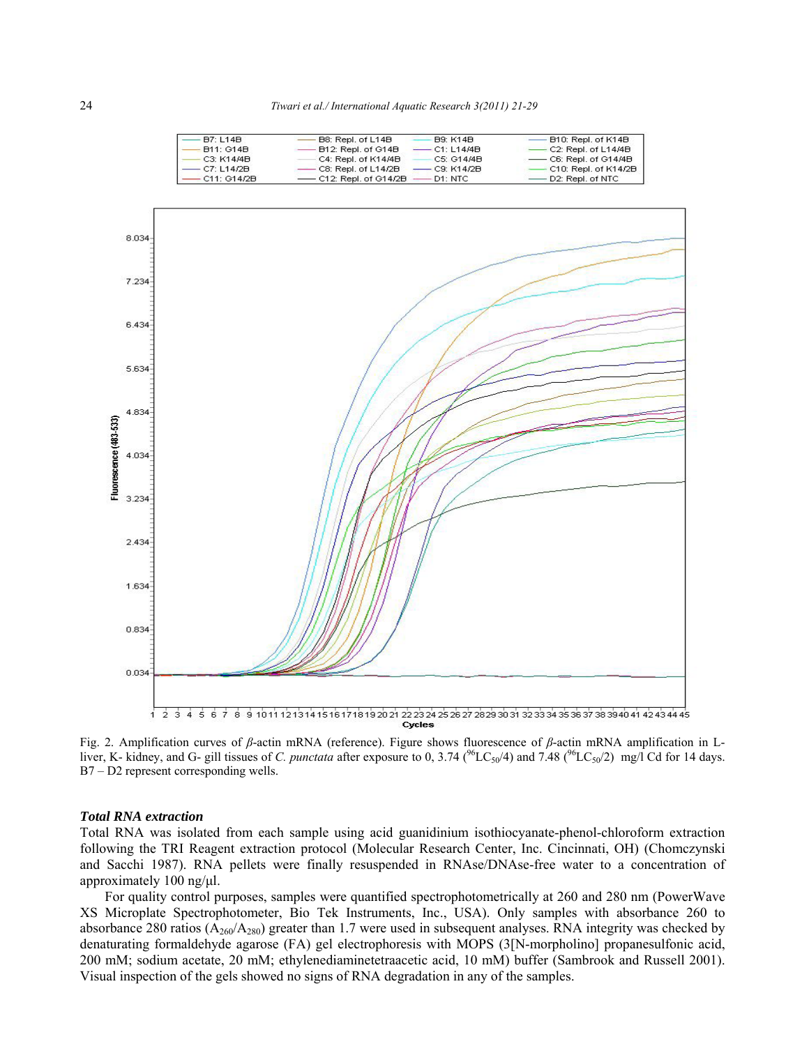Fig. 2. Amplification curves of *β*-actin mRNA (reference). Figure shows fluorescence of *β*-actin mRNA amplification in L-liver, K- kidney, and G- gill tissues of *C. punctata* after exposure to 0, 3.74 ($^{96}LC_{50}/4$) and 7.48 ($^{96}LC_{50}/2$) mg/l Cd for 14 days. B7 – D2 represent corresponding wells.

### *Total RNA extraction*

Total RNA was isolated from each sample using acid guanidinium isothiocyanate-phenol-chloroform extraction following the TRI Reagent extraction protocol (Molecular Research Center, Inc. Cincinnati, OH) (Chomczynski and Sacchi 1987). RNA pellets were finally resuspended in RNAse/DNAse-free water to a concentration of approximately 100 ng/μl.

For quality control purposes, samples were quantified spectrophotometrically at 260 and 280 nm (PowerWave XS Microplate Spectrophotometer, Bio Tek Instruments, Inc., USA). Only samples with absorbance 260 to absorbance 280 ratios ($A_{260}/A_{280}$) greater than 1.7 were used in subsequent analyses. RNA integrity was checked by denaturating formaldehyde agarose (FA) gel electrophoresis with MOPS (3[N-morpholino] propanesulfonic acid, 200 mM; sodium acetate, 20 mM; ethylenediaminetetraacetic acid, 10 mM) buffer (Sambrook and Russell 2001). Visual inspection of the gels showed no signs of RNA degradation in any of the samples.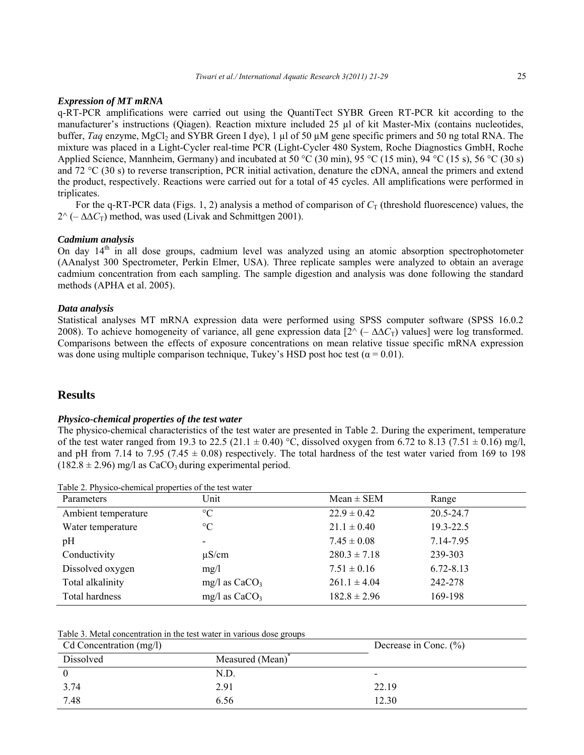### *Expression of MT mRNA*

q-RT-PCR amplifications were carried out using the QuantiTect SYBR Green RT-PCR kit according to the manufacturer's instructions (Qiagen). Reaction mixture included 25 µl of kit Master-Mix (contains nucleotides, buffer, *Taq* enzyme, $MgCl_2$ and SYBR Green I dye), 1 µl of 50 µM gene specific primers and 50 ng total RNA. The mixture was placed in a Light-Cycler real-time PCR (Light-Cycler 480 System, Roche Diagnostics GmbH, Roche Applied Science, Mannheim, Germany) and incubated at 50 °C (30 min), 95 °C (15 min), 94 °C (15 s), 56 °C (30 s) and 72 °C (30 s) to reverse transcription, PCR initial activation, denature the cDNA, anneal the primers and extend the product, respectively. Reactions were carried out for a total of 45 cycles. All amplifications were performed in triplicates.

For the q-RT-PCR data (Figs. 1, 2) analysis a method of comparison of $C_T$ (threshold fluorescence) values, the $2^{(-\Delta\Delta C_T)}$ method, was used (Livak and Schmittgen 2001).

### *Cadmium analysis*

On day 14th in all dose groups, cadmium level was analyzed using an atomic absorption spectrophotometer (AAnalyst 300 Spectrometer, Perkin Elmer, USA). Three replicate samples were analyzed to obtain an average cadmium concentration from each sampling. The sample digestion and analysis was done following the standard methods (APHA et al. 2005).

### *Data analysis*

Statistical analyses MT mRNA expression data were performed using SPSS computer software (SPSS 16.0.2 2008). To achieve homogeneity of variance, all gene expression data [$2^{(-\Delta\Delta C_T)}$ values] were log transformed. Comparisons between the effects of exposure concentrations on mean relative tissue specific mRNA expression was done using multiple comparison technique, Tukey's HSD post hoc test ($\alpha = 0.01$).

## Results

### *Physico-chemical properties of the test water*

The physico-chemical characteristics of the test water are presented in Table 2. During the experiment, temperature of the test water ranged from 19.3 to 22.5 (21.1 ± 0.40) °C, dissolved oxygen from 6.72 to 8.13 (7.51 ± 0.16) mg/l, and pH from 7.14 to 7.95 (7.45 ± 0.08) respectively. The total hardness of the test water varied from 169 to 198 (182.8 ± 2.96) mg/l as $CaCO_3$ during experimental period.

Table 2. Physico-chemical properties of the test water

| Parameters | Unit | Mean ± SEM | Range |
|---|---|---|---|
| Ambient temperature | °C | 22.9 ± 0.42 | 20.5-24.7 |
| Water temperature | °C | 21.1 ± 0.40 | 19.3-22.5 |
| pH | - | 7.45 ± 0.08 | 7.14-7.95 |
| Conductivity | µS/cm | 280.3 ± 7.18 | 239-303 |
| Dissolved oxygen | mg/l | 7.51 ± 0.16 | 6.72-8.13 |
| Total alkalinity | mg/l as $CaCO_3$ | 261.1 ± 4.04 | 242-278 |
| Total hardness | mg/l as $CaCO_3$ | 182.8 ± 2.96 | 169-198 |

Table 3. Metal concentration in the test water in various dose groups

| Cd Concentration (mg/l) | | Decrease in Conc. (%) |
|---|---|---|
| Dissolved | Measured (Mean)* | |
| 0 | N.D. | - |
| 3.74 | 2.91 | 22.19 |
| 7.48 | 6.56 | 12.30 |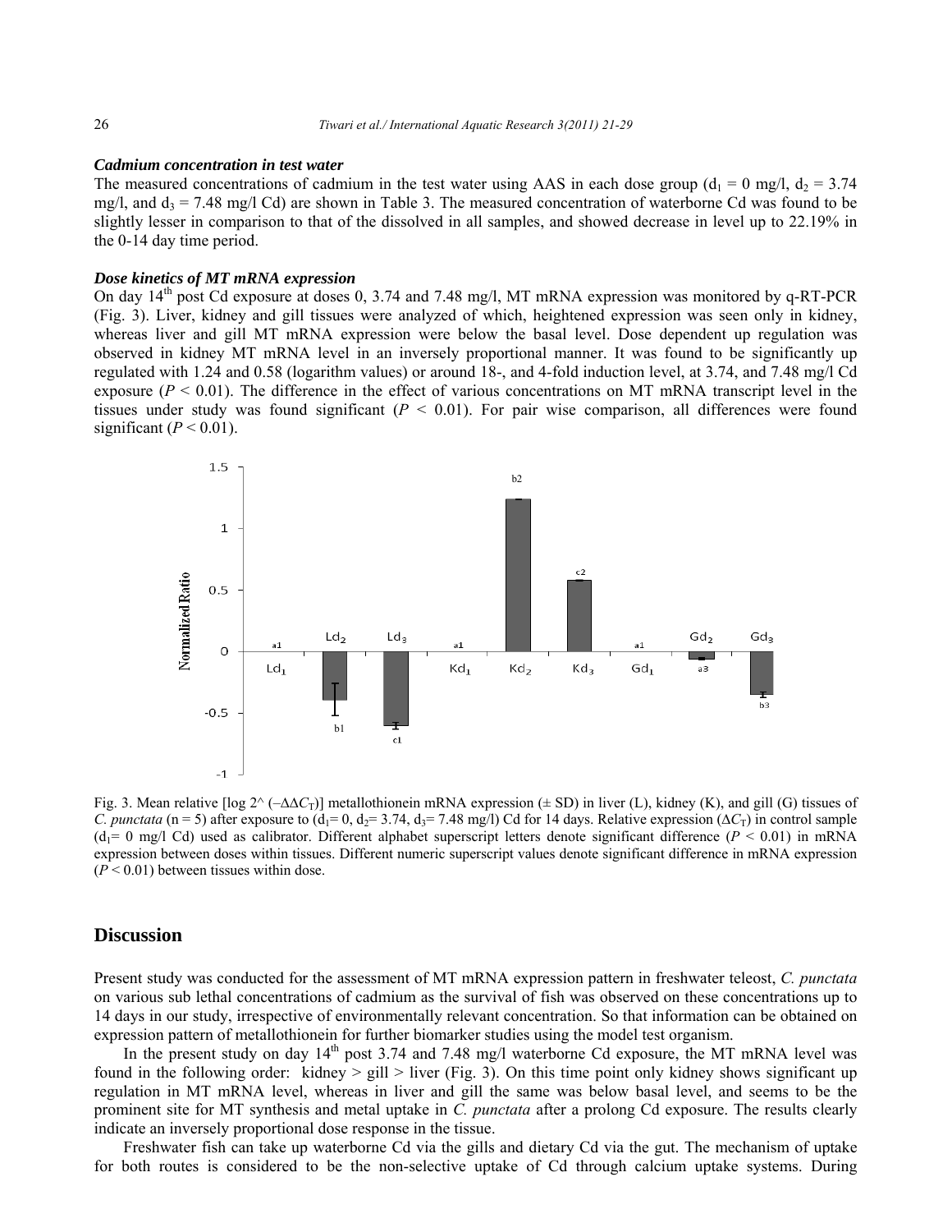***Cadmium concentration in test water***

The measured concentrations of cadmium in the test water using AAS in each dose group ($d_1$ = 0 mg/l, $d_2$ = 3.74 mg/l, and $d_3$ = 7.48 mg/l Cd) are shown in Table 3. The measured concentration of waterborne Cd was found to be slightly lesser in comparison to that of the dissolved in all samples, and showed decrease in level up to 22.19% in the 0-14 day time period.

***Dose kinetics of MT mRNA expression***

On day 14[th] post Cd exposure at doses 0, 3.74 and 7.48 mg/l, MT mRNA expression was monitored by q-RT-PCR (Fig. 3). Liver, kidney and gill tissues were analyzed of which, heightened expression was seen only in kidney, whereas liver and gill MT mRNA expression were below the basal level. Dose dependent up regulation was observed in kidney MT mRNA level in an inversely proportional manner. It was found to be significantly up regulated with 1.24 and 0.58 (logarithm values) or around 18-, and 4-fold induction level, at 3.74, and 7.48 mg/l Cd exposure ($P$ < 0.01). The difference in the effect of various concentrations on MT mRNA transcript level in the tissues under study was found significant ($P$ < 0.01). For pair wise comparison, all differences were found significant ($P$ < 0.01).

Fig. 3. Mean relative [log 2^ ($-\Delta\Delta C_T$)] metallothionein mRNA expression (± SD) in liver (L), kidney (K), and gill (G) tissues of *C. punctata* (n = 5) after exposure to ($d_1$= 0, $d_2$= 3.74, $d_3$= 7.48 mg/l) Cd for 14 days. Relative expression ($\Delta C_T$) in control sample ($d_1$= 0 mg/l Cd) used as calibrator. Different alphabet superscript letters denote significant difference ($P$ < 0.01) in mRNA expression between doses within tissues. Different numeric superscript values denote significant difference in mRNA expression ($P$ < 0.01) between tissues within dose.

## Discussion

Present study was conducted for the assessment of MT mRNA expression pattern in freshwater teleost, *C. punctata* on various sub lethal concentrations of cadmium as the survival of fish was observed on these concentrations up to 14 days in our study, irrespective of environmentally relevant concentration. So that information can be obtained on expression pattern of metallothionein for further biomarker studies using the model test organism.

In the present study on day 14[th] post 3.74 and 7.48 mg/l waterborne Cd exposure, the MT mRNA level was found in the following order: kidney > gill > liver (Fig. 3). On this time point only kidney shows significant up regulation in MT mRNA level, whereas in liver and gill the same was below basal level, and seems to be the prominent site for MT synthesis and metal uptake in *C. punctata* after a prolong Cd exposure. The results clearly indicate an inversely proportional dose response in the tissue.

Freshwater fish can take up waterborne Cd via the gills and dietary Cd via the gut. The mechanism of uptake for both routes is considered to be the non-selective uptake of Cd through calcium uptake systems. During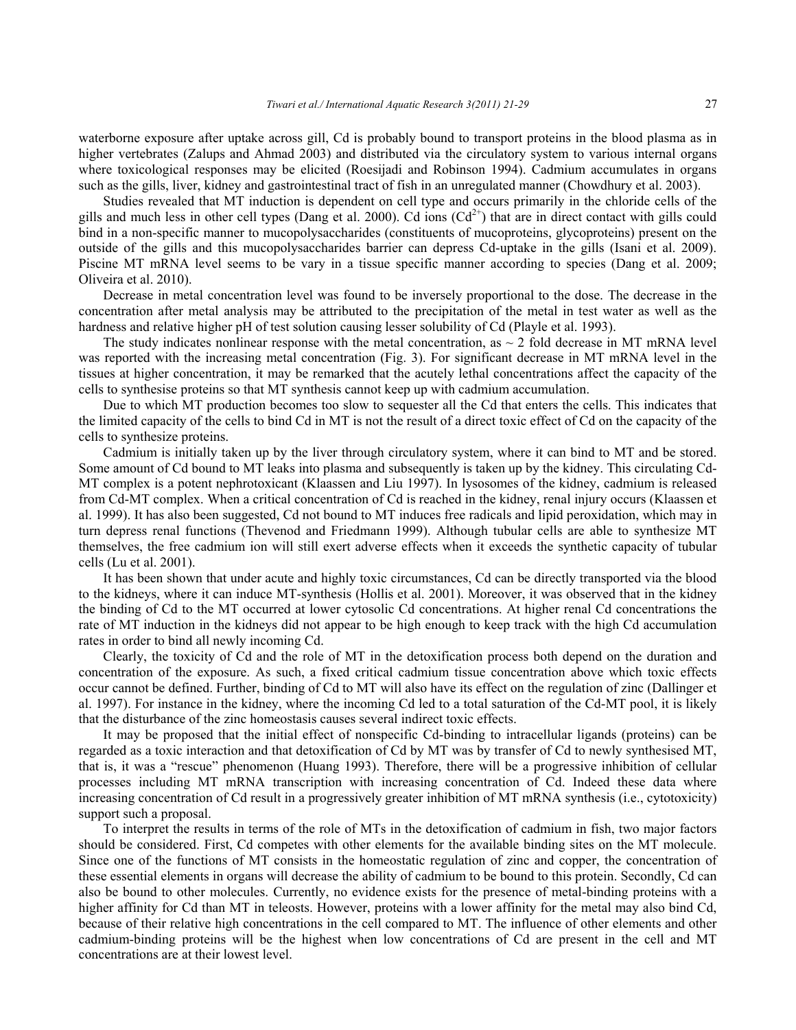waterborne exposure after uptake across gill, Cd is probably bound to transport proteins in the blood plasma as in higher vertebrates (Zalups and Ahmad 2003) and distributed via the circulatory system to various internal organs where toxicological responses may be elicited (Roesijadi and Robinson 1994). Cadmium accumulates in organs such as the gills, liver, kidney and gastrointestinal tract of fish in an unregulated manner (Chowdhury et al. 2003).

Studies revealed that MT induction is dependent on cell type and occurs primarily in the chloride cells of the gills and much less in other cell types (Dang et al. 2000). Cd ions ($Cd^{2+}$) that are in direct contact with gills could bind in a non-specific manner to mucopolysaccharides (constituents of mucoproteins, glycoproteins) present on the outside of the gills and this mucopolysaccharides barrier can depress Cd-uptake in the gills (Isani et al. 2009). Piscine MT mRNA level seems to be vary in a tissue specific manner according to species (Dang et al. 2009; Oliveira et al. 2010).

Decrease in metal concentration level was found to be inversely proportional to the dose. The decrease in the concentration after metal analysis may be attributed to the precipitation of the metal in test water as well as the hardness and relative higher pH of test solution causing lesser solubility of Cd (Playle et al. 1993).

The study indicates nonlinear response with the metal concentration, as ~ 2 fold decrease in MT mRNA level was reported with the increasing metal concentration (Fig. 3). For significant decrease in MT mRNA level in the tissues at higher concentration, it may be remarked that the acutely lethal concentrations affect the capacity of the cells to synthesise proteins so that MT synthesis cannot keep up with cadmium accumulation.

Due to which MT production becomes too slow to sequester all the Cd that enters the cells. This indicates that the limited capacity of the cells to bind Cd in MT is not the result of a direct toxic effect of Cd on the capacity of the cells to synthesize proteins.

Cadmium is initially taken up by the liver through circulatory system, where it can bind to MT and be stored. Some amount of Cd bound to MT leaks into plasma and subsequently is taken up by the kidney. This circulating Cd-MT complex is a potent nephrotoxicant (Klaassen and Liu 1997). In lysosomes of the kidney, cadmium is released from Cd-MT complex. When a critical concentration of Cd is reached in the kidney, renal injury occurs (Klaassen et al. 1999). It has also been suggested, Cd not bound to MT induces free radicals and lipid peroxidation, which may in turn depress renal functions (Thevenod and Friedmann 1999). Although tubular cells are able to synthesize MT themselves, the free cadmium ion will still exert adverse effects when it exceeds the synthetic capacity of tubular cells (Lu et al. 2001).

It has been shown that under acute and highly toxic circumstances, Cd can be directly transported via the blood to the kidneys, where it can induce MT-synthesis (Hollis et al. 2001). Moreover, it was observed that in the kidney the binding of Cd to the MT occurred at lower cytosolic Cd concentrations. At higher renal Cd concentrations the rate of MT induction in the kidneys did not appear to be high enough to keep track with the high Cd accumulation rates in order to bind all newly incoming Cd.

Clearly, the toxicity of Cd and the role of MT in the detoxification process both depend on the duration and concentration of the exposure. As such, a fixed critical cadmium tissue concentration above which toxic effects occur cannot be defined. Further, binding of Cd to MT will also have its effect on the regulation of zinc (Dallinger et al. 1997). For instance in the kidney, where the incoming Cd led to a total saturation of the Cd-MT pool, it is likely that the disturbance of the zinc homeostasis causes several indirect toxic effects.

It may be proposed that the initial effect of nonspecific Cd-binding to intracellular ligands (proteins) can be regarded as a toxic interaction and that detoxification of Cd by MT was by transfer of Cd to newly synthesised MT, that is, it was a "rescue" phenomenon (Huang 1993). Therefore, there will be a progressive inhibition of cellular processes including MT mRNA transcription with increasing concentration of Cd. Indeed these data where increasing concentration of Cd result in a progressively greater inhibition of MT mRNA synthesis (i.e., cytotoxicity) support such a proposal.

To interpret the results in terms of the role of MTs in the detoxification of cadmium in fish, two major factors should be considered. First, Cd competes with other elements for the available binding sites on the MT molecule. Since one of the functions of MT consists in the homeostatic regulation of zinc and copper, the concentration of these essential elements in organs will decrease the ability of cadmium to be bound to this protein. Secondly, Cd can also be bound to other molecules. Currently, no evidence exists for the presence of metal-binding proteins with a higher affinity for Cd than MT in teleosts. However, proteins with a lower affinity for the metal may also bind Cd, because of their relative high concentrations in the cell compared to MT. The influence of other elements and other cadmium-binding proteins will be the highest when low concentrations of Cd are present in the cell and MT concentrations are at their lowest level.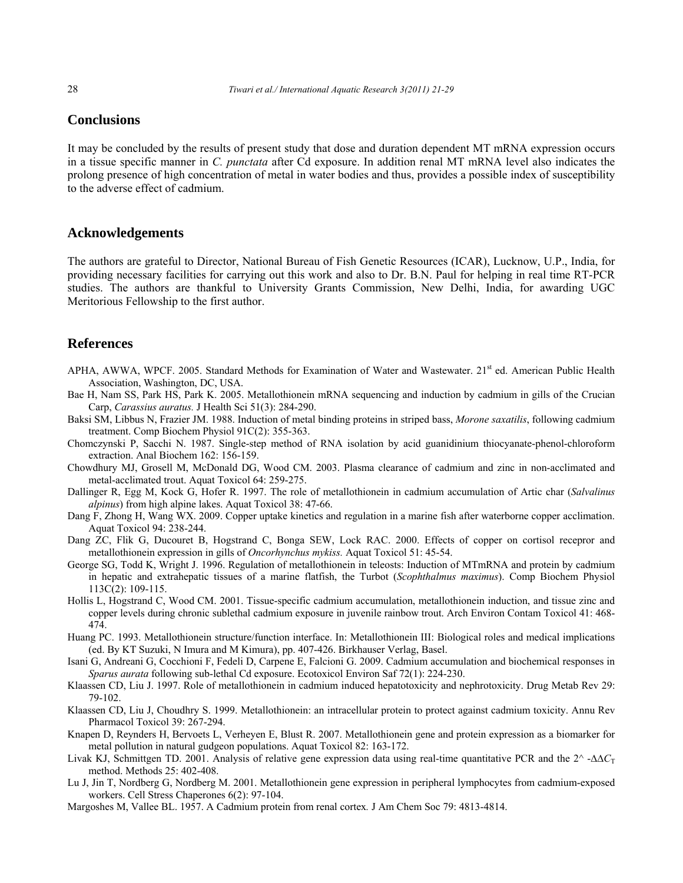## Conclusions

It may be concluded by the results of present study that dose and duration dependent MT mRNA expression occurs in a tissue specific manner in *C. punctata* after Cd exposure. In addition renal MT mRNA level also indicates the prolong presence of high concentration of metal in water bodies and thus, provides a possible index of susceptibility to the adverse effect of cadmium.

## Acknowledgements

The authors are grateful to Director, National Bureau of Fish Genetic Resources (ICAR), Lucknow, U.P., India, for providing necessary facilities for carrying out this work and also to Dr. B.N. Paul for helping in real time RT-PCR studies. The authors are thankful to University Grants Commission, New Delhi, India, for awarding UGC Meritorious Fellowship to the first author.

## References

APHA, AWWA, WPCF. 2005. Standard Methods for Examination of Water and Wastewater. 21st ed. American Public Health Association, Washington, DC, USA.

Bae H, Nam SS, Park HS, Park K. 2005. Metallothionein mRNA sequencing and induction by cadmium in gills of the Crucian Carp, *Carassius auratus.* J Health Sci 51(3): 284-290.

Baksi SM, Libbus N, Frazier JM. 1988. Induction of metal binding proteins in striped bass, *Morone saxatilis*, following cadmium treatment. Comp Biochem Physiol 91C(2): 355-363.

Chomczynski P, Sacchi N. 1987. Single-step method of RNA isolation by acid guanidinium thiocyanate-phenol-chloroform extraction. Anal Biochem 162: 156-159.

Chowdhury MJ, Grosell M, McDonald DG, Wood CM. 2003. Plasma clearance of cadmium and zinc in non-acclimated and metal-acclimated trout. Aquat Toxicol 64: 259-275.

Dallinger R, Egg M, Kock G, Hofer R. 1997. The role of metallothionein in cadmium accumulation of Artic char (*Salvalinus alpinus*) from high alpine lakes. Aquat Toxicol 38: 47-66.

Dang F, Zhong H, Wang WX. 2009. Copper uptake kinetics and regulation in a marine fish after waterborne copper acclimation. Aquat Toxicol 94: 238-244.

Dang ZC, Flik G, Ducouret B, Hogstrand C, Bonga SEW, Lock RAC. 2000. Effects of copper on cortisol receptor and metallothionein expression in gills of *Oncorhynchus mykiss.* Aquat Toxicol 51: 45-54.

George SG, Todd K, Wright J. 1996. Regulation of metallothionein in teleosts: Induction of MTmRNA and protein by cadmium in hepatic and extrahepatic tissues of a marine flatfish, the Turbot (*Scophthalmus maximus*). Comp Biochem Physiol 113C(2): 109-115.

Hollis L, Hogstrand C, Wood CM. 2001. Tissue-specific cadmium accumulation, metallothionein induction, and tissue zinc and copper levels during chronic sublethal cadmium exposure in juvenile rainbow trout. Arch Environ Contam Toxicol 41: 468-474.

Huang PC. 1993. Metallothionein structure/function interface. In: Metallothionein III: Biological roles and medical implications (ed. By KT Suzuki, N Imura and M Kimura), pp. 407-426. Birkhauser Verlag, Basel.

Isani G, Andreani G, Cocchioni F, Fedeli D, Carpene E, Falcioni G. 2009. Cadmium accumulation and biochemical responses in *Sparus aurata* following sub-lethal Cd exposure. Ecotoxicol Environ Saf 72(1): 224-230.

Klaassen CD, Liu J. 1997. Role of metallothionein in cadmium induced hepatotoxicity and nephrotoxicity. Drug Metab Rev 29: 79-102.

Klaassen CD, Liu J, Choudhry S. 1999. Metallothionein: an intracellular protein to protect against cadmium toxicity. Annu Rev Pharmacol Toxicol 39: 267-294.

Knapen D, Reynders H, Bervoets L, Verheyen E, Blust R. 2007. Metallothionein gene and protein expression as a biomarker for metal pollution in natural gudgeon populations. Aquat Toxicol 82: 163-172.

Livak KJ, Schmittgen TD. 2001. Analysis of relative gene expression data using real-time quantitative PCR and the $2^{-\Delta\Delta C_T}$ method. Methods 25: 402-408.

Lu J, Jin T, Nordberg G, Nordberg M. 2001. Metallothionein gene expression in peripheral lymphocytes from cadmium-exposed workers. Cell Stress Chaperones 6(2): 97-104.

Margoshes M, Vallee BL. 1957. A Cadmium protein from renal cortex. J Am Chem Soc 79: 4813-4814.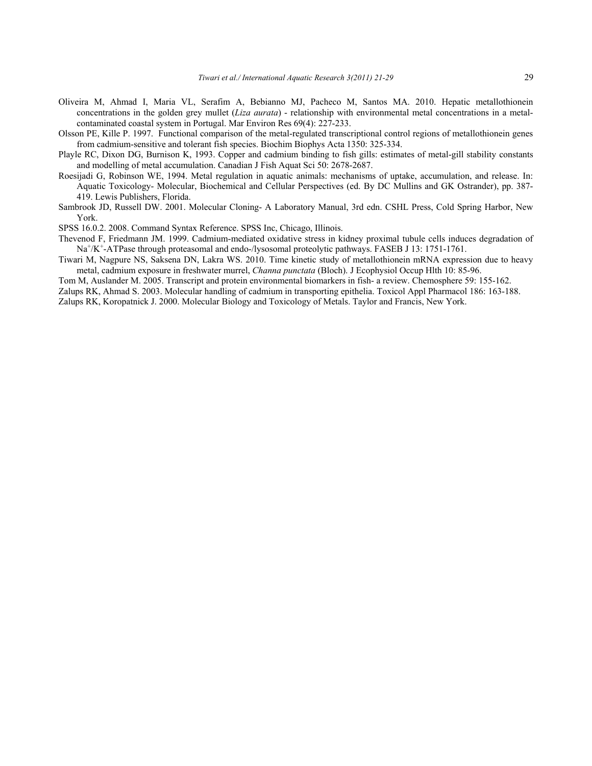Oliveira M, Ahmad I, Maria VL, Serafim A, Bebianno MJ, Pacheco M, Santos MA. 2010. Hepatic metallothionein concentrations in the golden grey mullet (*Liza aurata*) - relationship with environmental metal concentrations in a metal-contaminated coastal system in Portugal. Mar Environ Res 69(4): 227-233.

Olsson PE, Kille P. 1997. Functional comparison of the metal-regulated transcriptional control regions of metallothionein genes from cadmium-sensitive and tolerant fish species. Biochim Biophys Acta 1350: 325-334.

Playle RC, Dixon DG, Burnison K, 1993. Copper and cadmium binding to fish gills: estimates of metal-gill stability constants and modelling of metal accumulation. Canadian J Fish Aquat Sci 50: 2678-2687.

Roesijadi G, Robinson WE, 1994. Metal regulation in aquatic animals: mechanisms of uptake, accumulation, and release. In: Aquatic Toxicology- Molecular, Biochemical and Cellular Perspectives (ed. By DC Mullins and GK Ostrander), pp. 387-419. Lewis Publishers, Florida.

Sambrook JD, Russell DW. 2001. Molecular Cloning- A Laboratory Manual, 3rd edn. CSHL Press, Cold Spring Harbor, New York.

SPSS 16.0.2. 2008. Command Syntax Reference. SPSS Inc, Chicago, Illinois.

Thevenod F, Friedmann JM. 1999. Cadmium-mediated oxidative stress in kidney proximal tubule cells induces degradation of $Na^+/K^+$-ATPase through proteasomal and endo-/lysosomal proteolytic pathways. FASEB J 13: 1751-1761.

Tiwari M, Nagpure NS, Saksena DN, Lakra WS. 2010. Time kinetic study of metallothionein mRNA expression due to heavy metal, cadmium exposure in freshwater murrel, *Channa punctata* (Bloch). J Ecophysiol Occup Hlth 10: 85-96.

Tom M, Auslander M. 2005. Transcript and protein environmental biomarkers in fish- a review. Chemosphere 59: 155-162.

Zalups RK, Ahmad S. 2003. Molecular handling of cadmium in transporting epithelia. Toxicol Appl Pharmacol 186: 163-188.

Zalups RK, Koropatnick J. 2000. Molecular Biology and Toxicology of Metals. Taylor and Francis, New York.